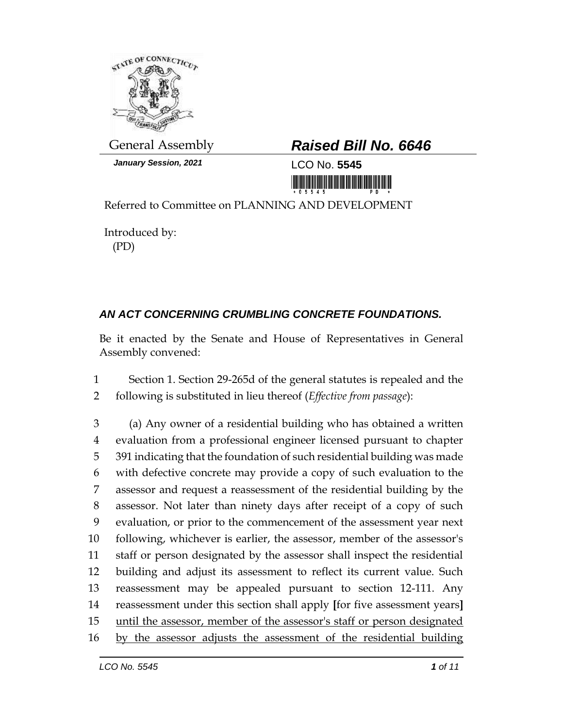General Assembly

**Raised Bill No. 6646**

***January Session, 2021***

LCO No. **5545**

Referred to Committee on PLANNING AND DEVELOPMENT

Introduced by:
(PD)

## ***AN ACT CONCERNING CRUMBLING CONCRETE FOUNDATIONS.***

Be it enacted by the Senate and House of Representatives in General Assembly convened:

1 Section 1. Section 29-265d of the general statutes is repealed and the
2 following is substituted in lieu thereof (*Effective from passage*):

3 (a) Any owner of a residential building who has obtained a written
4 evaluation from a professional engineer licensed pursuant to chapter
5 391 indicating that the foundation of such residential building was made
6 with defective concrete may provide a copy of such evaluation to the
7 assessor and request a reassessment of the residential building by the
8 assessor. Not later than ninety days after receipt of a copy of such
9 evaluation, or prior to the commencement of the assessment year next
10 following, whichever is earlier, the assessor, member of the assessor's
11 staff or person designated by the assessor shall inspect the residential
12 building and adjust its assessment to reflect its current value. Such
13 reassessment may be appealed pursuant to section 12-111. Any
14 reassessment under this section shall apply **[**for five assessment years**]**
15 <u>until the assessor, member of the assessor's staff or person designated</u>
16 <u>by the assessor adjusts the assessment of the residential building</u>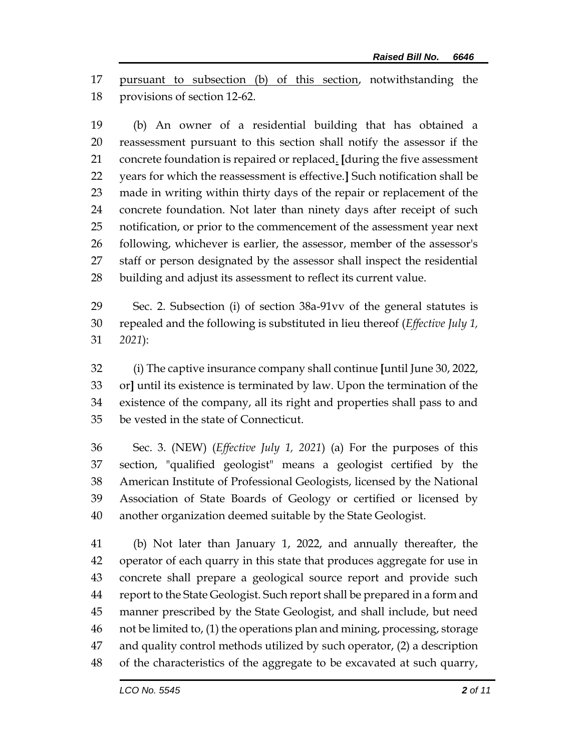17 pursuant to subsection (b) of this section, notwithstanding the
18 provisions of section 12-62.

19 (b) An owner of a residential building that has obtained a
20 reassessment pursuant to this section shall notify the assessor if the
21 concrete foundation is repaired or replaced. [during the five assessment
22 years for which the reassessment is effective.] Such notification shall be
23 made in writing within thirty days of the repair or replacement of the
24 concrete foundation. Not later than ninety days after receipt of such
25 notification, or prior to the commencement of the assessment year next
26 following, whichever is earlier, the assessor, member of the assessor's
27 staff or person designated by the assessor shall inspect the residential
28 building and adjust its assessment to reflect its current value.

29 Sec. 2. Subsection (i) of section 38a-91vv of the general statutes is
30 repealed and the following is substituted in lieu thereof (*Effective July 1,*
31 *2021*):

32 (i) The captive insurance company shall continue **[**until June 30, 2022,
33 or**]** until its existence is terminated by law. Upon the termination of the
34 existence of the company, all its right and properties shall pass to and
35 be vested in the state of Connecticut.

36 Sec. 3. (NEW) (*Effective July 1, 2021*) (a) For the purposes of this
37 section, "qualified geologist" means a geologist certified by the
38 American Institute of Professional Geologists, licensed by the National
39 Association of State Boards of Geology or certified or licensed by
40 another organization deemed suitable by the State Geologist.

41 (b) Not later than January 1, 2022, and annually thereafter, the
42 operator of each quarry in this state that produces aggregate for use in
43 concrete shall prepare a geological source report and provide such
44 report to the State Geologist. Such report shall be prepared in a form and
45 manner prescribed by the State Geologist, and shall include, but need
46 not be limited to, (1) the operations plan and mining, processing, storage
47 and quality control methods utilized by such operator, (2) a description
48 of the characteristics of the aggregate to be excavated at such quarry,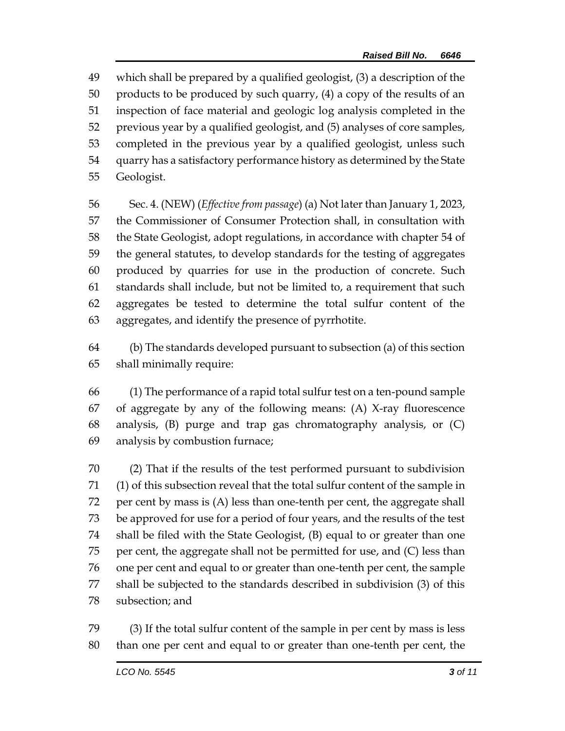which shall be prepared by a qualified geologist, (3) a description of the products to be produced by such quarry, (4) a copy of the results of an inspection of face material and geologic log analysis completed in the previous year by a qualified geologist, and (5) analyses of core samples, completed in the previous year by a qualified geologist, unless such quarry has a satisfactory performance history as determined by the State Geologist.

Sec. 4. (NEW) (*Effective from passage*) (a) Not later than January 1, 2023, the Commissioner of Consumer Protection shall, in consultation with the State Geologist, adopt regulations, in accordance with chapter 54 of the general statutes, to develop standards for the testing of aggregates produced by quarries for use in the production of concrete. Such standards shall include, but not be limited to, a requirement that such aggregates be tested to determine the total sulfur content of the aggregates, and identify the presence of pyrrhotite.

(b) The standards developed pursuant to subsection (a) of this section shall minimally require:

(1) The performance of a rapid total sulfur test on a ten-pound sample of aggregate by any of the following means: (A) X-ray fluorescence analysis, (B) purge and trap gas chromatography analysis, or (C) analysis by combustion furnace;

(2) That if the results of the test performed pursuant to subdivision (1) of this subsection reveal that the total sulfur content of the sample in per cent by mass is (A) less than one-tenth per cent, the aggregate shall be approved for use for a period of four years, and the results of the test shall be filed with the State Geologist, (B) equal to or greater than one per cent, the aggregate shall not be permitted for use, and (C) less than one per cent and equal to or greater than one-tenth per cent, the sample shall be subjected to the standards described in subdivision (3) of this subsection; and

(3) If the total sulfur content of the sample in per cent by mass is less than one per cent and equal to or greater than one-tenth per cent, the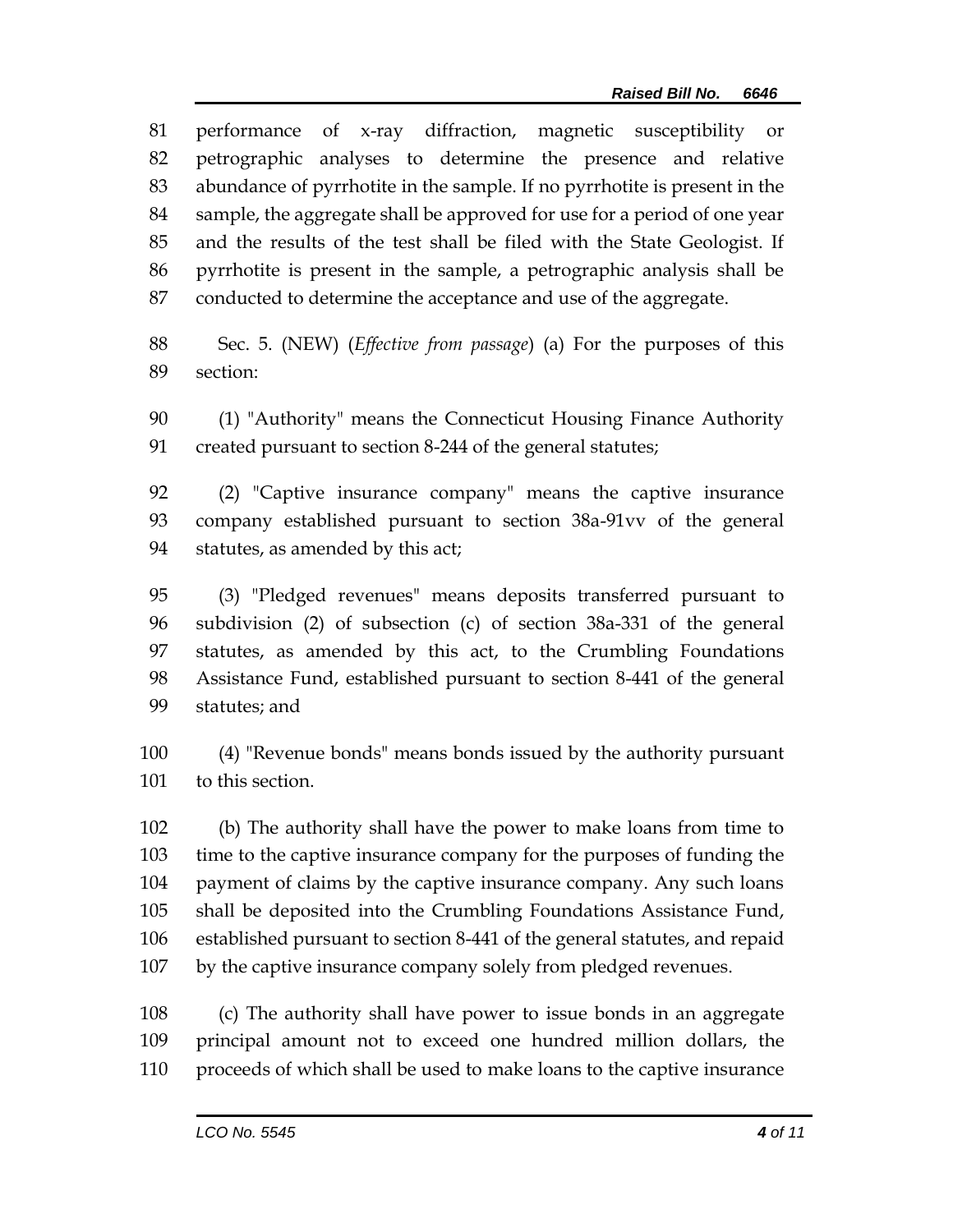performance of x-ray diffraction, magnetic susceptibility or petrographic analyses to determine the presence and relative abundance of pyrrhotite in the sample. If no pyrrhotite is present in the sample, the aggregate shall be approved for use for a period of one year and the results of the test shall be filed with the State Geologist. If pyrrhotite is present in the sample, a petrographic analysis shall be conducted to determine the acceptance and use of the aggregate.

Sec. 5. (NEW) (*Effective from passage*) (a) For the purposes of this section:

(1) "Authority" means the Connecticut Housing Finance Authority created pursuant to section 8-244 of the general statutes;

(2) "Captive insurance company" means the captive insurance company established pursuant to section 38a-91vv of the general statutes, as amended by this act;

(3) "Pledged revenues" means deposits transferred pursuant to subdivision (2) of subsection (c) of section 38a-331 of the general statutes, as amended by this act, to the Crumbling Foundations Assistance Fund, established pursuant to section 8-441 of the general statutes; and

(4) "Revenue bonds" means bonds issued by the authority pursuant to this section.

(b) The authority shall have the power to make loans from time to time to the captive insurance company for the purposes of funding the payment of claims by the captive insurance company. Any such loans shall be deposited into the Crumbling Foundations Assistance Fund, established pursuant to section 8-441 of the general statutes, and repaid by the captive insurance company solely from pledged revenues.

(c) The authority shall have power to issue bonds in an aggregate principal amount not to exceed one hundred million dollars, the proceeds of which shall be used to make loans to the captive insurance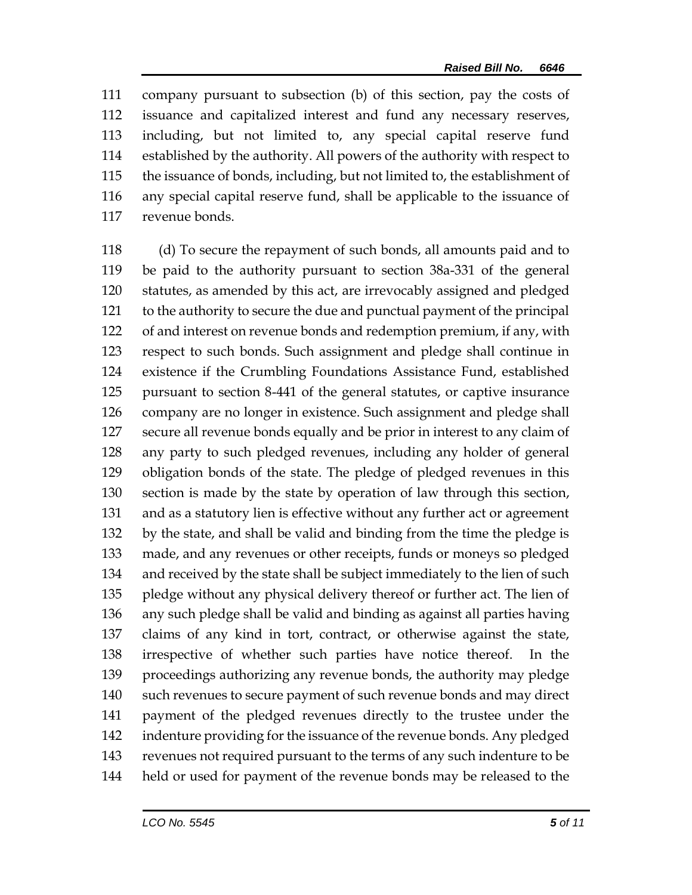company pursuant to subsection (b) of this section, pay the costs of issuance and capitalized interest and fund any necessary reserves, including, but not limited to, any special capital reserve fund established by the authority. All powers of the authority with respect to the issuance of bonds, including, but not limited to, the establishment of any special capital reserve fund, shall be applicable to the issuance of revenue bonds.

(d) To secure the repayment of such bonds, all amounts paid and to be paid to the authority pursuant to section 38a-331 of the general statutes, as amended by this act, are irrevocably assigned and pledged to the authority to secure the due and punctual payment of the principal of and interest on revenue bonds and redemption premium, if any, with respect to such bonds. Such assignment and pledge shall continue in existence if the Crumbling Foundations Assistance Fund, established pursuant to section 8-441 of the general statutes, or captive insurance company are no longer in existence. Such assignment and pledge shall secure all revenue bonds equally and be prior in interest to any claim of any party to such pledged revenues, including any holder of general obligation bonds of the state. The pledge of pledged revenues in this section is made by the state by operation of law through this section, and as a statutory lien is effective without any further act or agreement by the state, and shall be valid and binding from the time the pledge is made, and any revenues or other receipts, funds or moneys so pledged and received by the state shall be subject immediately to the lien of such pledge without any physical delivery thereof or further act. The lien of any such pledge shall be valid and binding as against all parties having claims of any kind in tort, contract, or otherwise against the state, irrespective of whether such parties have notice thereof. In the proceedings authorizing any revenue bonds, the authority may pledge such revenues to secure payment of such revenue bonds and may direct payment of the pledged revenues directly to the trustee under the indenture providing for the issuance of the revenue bonds. Any pledged revenues not required pursuant to the terms of any such indenture to be held or used for payment of the revenue bonds may be released to the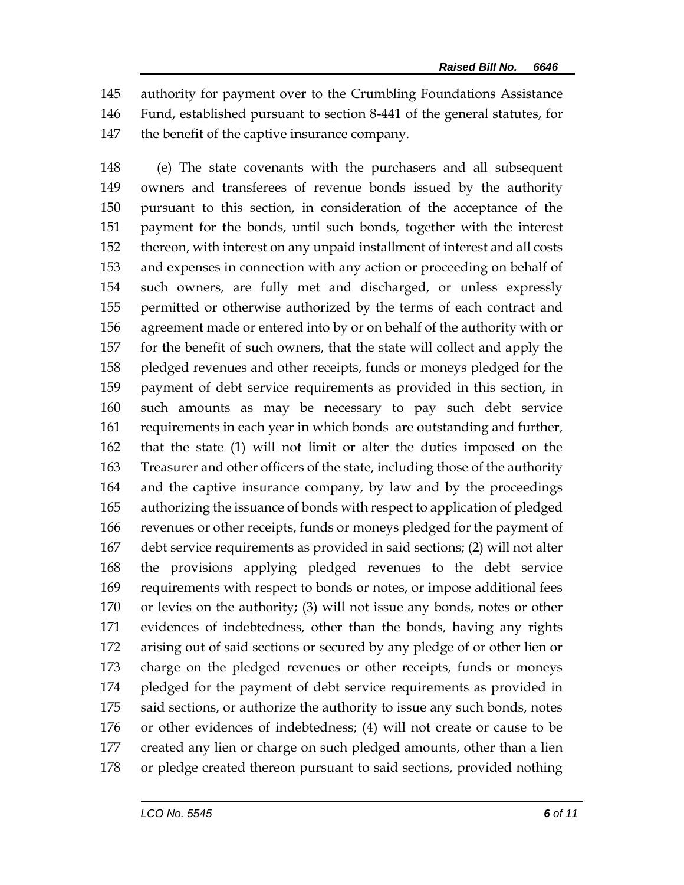authority for payment over to the Crumbling Foundations Assistance Fund, established pursuant to section 8-441 of the general statutes, for the benefit of the captive insurance company.

(e) The state covenants with the purchasers and all subsequent owners and transferees of revenue bonds issued by the authority pursuant to this section, in consideration of the acceptance of the payment for the bonds, until such bonds, together with the interest thereon, with interest on any unpaid installment of interest and all costs and expenses in connection with any action or proceeding on behalf of such owners, are fully met and discharged, or unless expressly permitted or otherwise authorized by the terms of each contract and agreement made or entered into by or on behalf of the authority with or for the benefit of such owners, that the state will collect and apply the pledged revenues and other receipts, funds or moneys pledged for the payment of debt service requirements as provided in this section, in such amounts as may be necessary to pay such debt service requirements in each year in which bonds are outstanding and further, that the state (1) will not limit or alter the duties imposed on the Treasurer and other officers of the state, including those of the authority and the captive insurance company, by law and by the proceedings authorizing the issuance of bonds with respect to application of pledged revenues or other receipts, funds or moneys pledged for the payment of debt service requirements as provided in said sections; (2) will not alter the provisions applying pledged revenues to the debt service requirements with respect to bonds or notes, or impose additional fees or levies on the authority; (3) will not issue any bonds, notes or other evidences of indebtedness, other than the bonds, having any rights arising out of said sections or secured by any pledge of or other lien or charge on the pledged revenues or other receipts, funds or moneys pledged for the payment of debt service requirements as provided in said sections, or authorize the authority to issue any such bonds, notes or other evidences of indebtedness; (4) will not create or cause to be created any lien or charge on such pledged amounts, other than a lien or pledge created thereon pursuant to said sections, provided nothing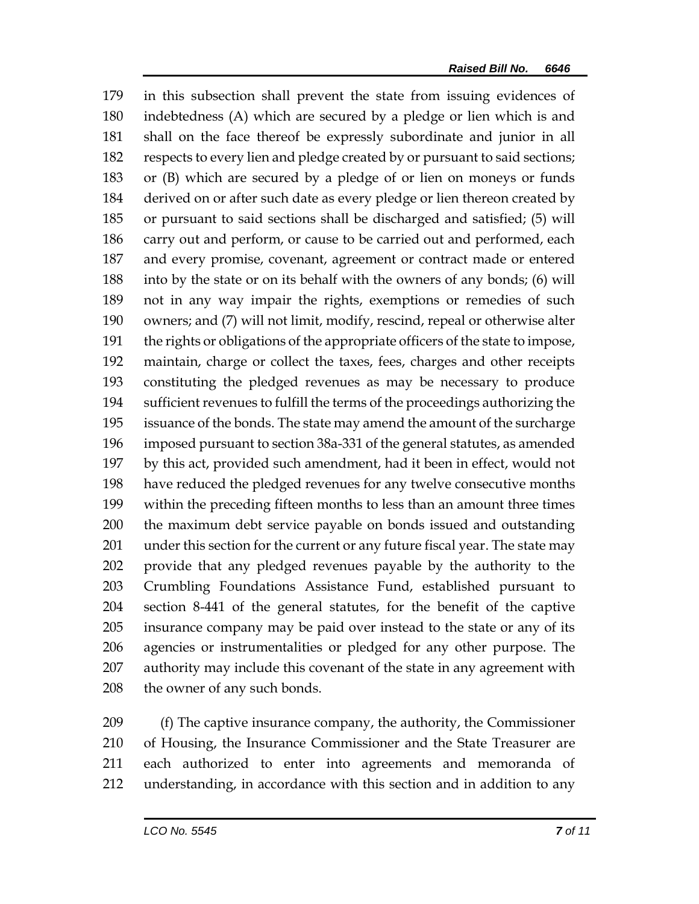in this subsection shall prevent the state from issuing evidences of indebtedness (A) which are secured by a pledge or lien which is and shall on the face thereof be expressly subordinate and junior in all respects to every lien and pledge created by or pursuant to said sections; or (B) which are secured by a pledge of or lien on moneys or funds derived on or after such date as every pledge or lien thereon created by or pursuant to said sections shall be discharged and satisfied; (5) will carry out and perform, or cause to be carried out and performed, each and every promise, covenant, agreement or contract made or entered into by the state or on its behalf with the owners of any bonds; (6) will not in any way impair the rights, exemptions or remedies of such owners; and (7) will not limit, modify, rescind, repeal or otherwise alter the rights or obligations of the appropriate officers of the state to impose, maintain, charge or collect the taxes, fees, charges and other receipts constituting the pledged revenues as may be necessary to produce sufficient revenues to fulfill the terms of the proceedings authorizing the issuance of the bonds. The state may amend the amount of the surcharge imposed pursuant to section 38a-331 of the general statutes, as amended by this act, provided such amendment, had it been in effect, would not have reduced the pledged revenues for any twelve consecutive months within the preceding fifteen months to less than an amount three times the maximum debt service payable on bonds issued and outstanding under this section for the current or any future fiscal year. The state may provide that any pledged revenues payable by the authority to the Crumbling Foundations Assistance Fund, established pursuant to section 8-441 of the general statutes, for the benefit of the captive insurance company may be paid over instead to the state or any of its agencies or instrumentalities or pledged for any other purpose. The authority may include this covenant of the state in any agreement with the owner of any such bonds.

(f) The captive insurance company, the authority, the Commissioner of Housing, the Insurance Commissioner and the State Treasurer are each authorized to enter into agreements and memoranda of understanding, in accordance with this section and in addition to any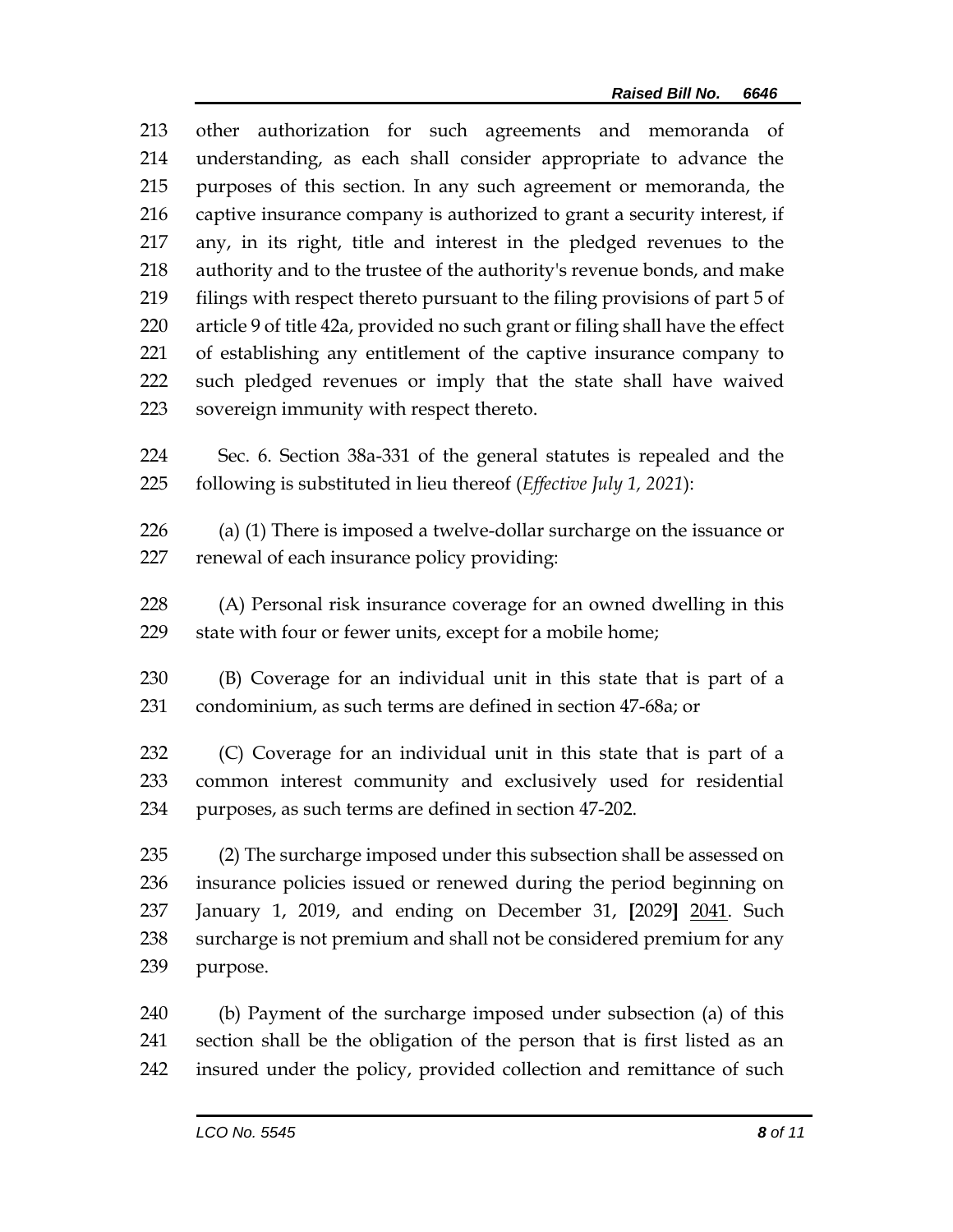other authorization for such agreements and memoranda of understanding, as each shall consider appropriate to advance the purposes of this section. In any such agreement or memoranda, the captive insurance company is authorized to grant a security interest, if any, in its right, title and interest in the pledged revenues to the authority and to the trustee of the authority's revenue bonds, and make filings with respect thereto pursuant to the filing provisions of part 5 of article 9 of title 42a, provided no such grant or filing shall have the effect of establishing any entitlement of the captive insurance company to such pledged revenues or imply that the state shall have waived sovereign immunity with respect thereto.

Sec. 6. Section 38a-331 of the general statutes is repealed and the following is substituted in lieu thereof (*Effective July 1, 2021*):

(a) (1) There is imposed a twelve-dollar surcharge on the issuance or renewal of each insurance policy providing:

(A) Personal risk insurance coverage for an owned dwelling in this state with four or fewer units, except for a mobile home;

(B) Coverage for an individual unit in this state that is part of a condominium, as such terms are defined in section 47-68a; or

(C) Coverage for an individual unit in this state that is part of a common interest community and exclusively used for residential purposes, as such terms are defined in section 47-202.

(2) The surcharge imposed under this subsection shall be assessed on insurance policies issued or renewed during the period beginning on January 1, 2019, and ending on December 31, **[**2029**]** <u>2041</u>. Such surcharge is not premium and shall not be considered premium for any purpose.

(b) Payment of the surcharge imposed under subsection (a) of this section shall be the obligation of the person that is first listed as an insured under the policy, provided collection and remittance of such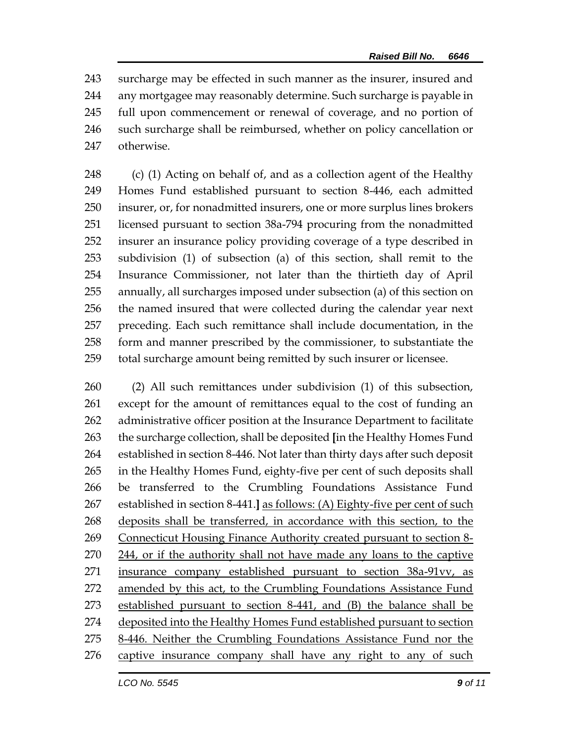243 surcharge may be effected in such manner as the insurer, insured and
244 any mortgagee may reasonably determine. Such surcharge is payable in
245 full upon commencement or renewal of coverage, and no portion of
246 such surcharge shall be reimbursed, whether on policy cancellation or
247 otherwise.

248 (c) (1) Acting on behalf of, and as a collection agent of the Healthy
249 Homes Fund established pursuant to section 8-446, each admitted
250 insurer, or, for nonadmitted insurers, one or more surplus lines brokers
251 licensed pursuant to section 38a-794 procuring from the nonadmitted
252 insurer an insurance policy providing coverage of a type described in
253 subdivision (1) of subsection (a) of this section, shall remit to the
254 Insurance Commissioner, not later than the thirtieth day of April
255 annually, all surcharges imposed under subsection (a) of this section on
256 the named insured that were collected during the calendar year next
257 preceding. Each such remittance shall include documentation, in the
258 form and manner prescribed by the commissioner, to substantiate the
259 total surcharge amount being remitted by such insurer or licensee.

260 (2) All such remittances under subdivision (1) of this subsection,
261 except for the amount of remittances equal to the cost of funding an
262 administrative officer position at the Insurance Department to facilitate
263 the surcharge collection, shall be deposited **[**in the Healthy Homes Fund
264 established in section 8-446. Not later than thirty days after such deposit
265 in the Healthy Homes Fund, eighty-five per cent of such deposits shall
266 be transferred to the Crumbling Foundations Assistance Fund
267 established in section 8-441.**]** <u>as follows: (A) Eighty-five per cent of such</u>
268 <u>deposits shall be transferred, in accordance with this section, to the</u>
269 <u>Connecticut Housing Finance Authority created pursuant to section 8-</u>
270 <u>244, or if the authority shall not have made any loans to the captive</u>
271 <u>insurance company established pursuant to section 38a-91vv, as</u>
272 <u>amended by this act, to the Crumbling Foundations Assistance Fund</u>
273 <u>established pursuant to section 8-441, and (B) the balance shall be</u>
274 <u>deposited into the Healthy Homes Fund established pursuant to section</u>
275 <u>8-446. Neither the Crumbling Foundations Assistance Fund nor the</u>
276 <u>captive insurance company shall have any right to any of such</u>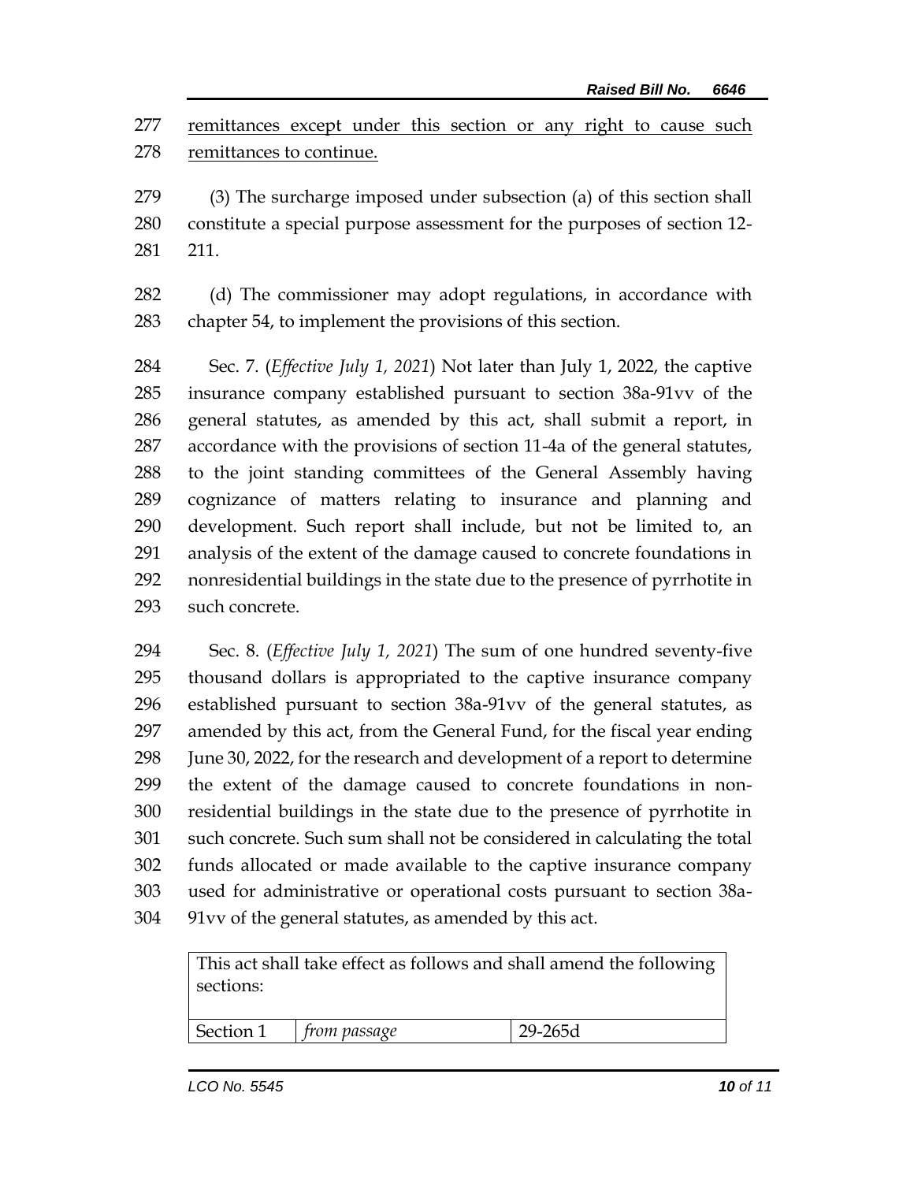277 remittances except under this section or any right to cause such
278 remittances to continue.

279 (3) The surcharge imposed under subsection (a) of this section shall
280 constitute a special purpose assessment for the purposes of section 12-
281 211.

282 (d) The commissioner may adopt regulations, in accordance with
283 chapter 54, to implement the provisions of this section.

284 Sec. 7. (*Effective July 1, 2021*) Not later than July 1, 2022, the captive
285 insurance company established pursuant to section 38a-91vv of the
286 general statutes, as amended by this act, shall submit a report, in
287 accordance with the provisions of section 11-4a of the general statutes,
288 to the joint standing committees of the General Assembly having
289 cognizance of matters relating to insurance and planning and
290 development. Such report shall include, but not be limited to, an
291 analysis of the extent of the damage caused to concrete foundations in
292 nonresidential buildings in the state due to the presence of pyrrhotite in
293 such concrete.

294 Sec. 8. (*Effective July 1, 2021*) The sum of one hundred seventy-five
295 thousand dollars is appropriated to the captive insurance company
296 established pursuant to section 38a-91vv of the general statutes, as
297 amended by this act, from the General Fund, for the fiscal year ending
298 June 30, 2022, for the research and development of a report to determine
299 the extent of the damage caused to concrete foundations in non-
300 residential buildings in the state due to the presence of pyrrhotite in
301 such concrete. Such sum shall not be considered in calculating the total
302 funds allocated or made available to the captive insurance company
303 used for administrative or operational costs pursuant to section 38a-
304 91vv of the general statutes, as amended by this act.

| This act shall take effect as follows and shall amend the following sections: | | |
|---|---|---|
| Section 1 | *from passage* | 29-265d |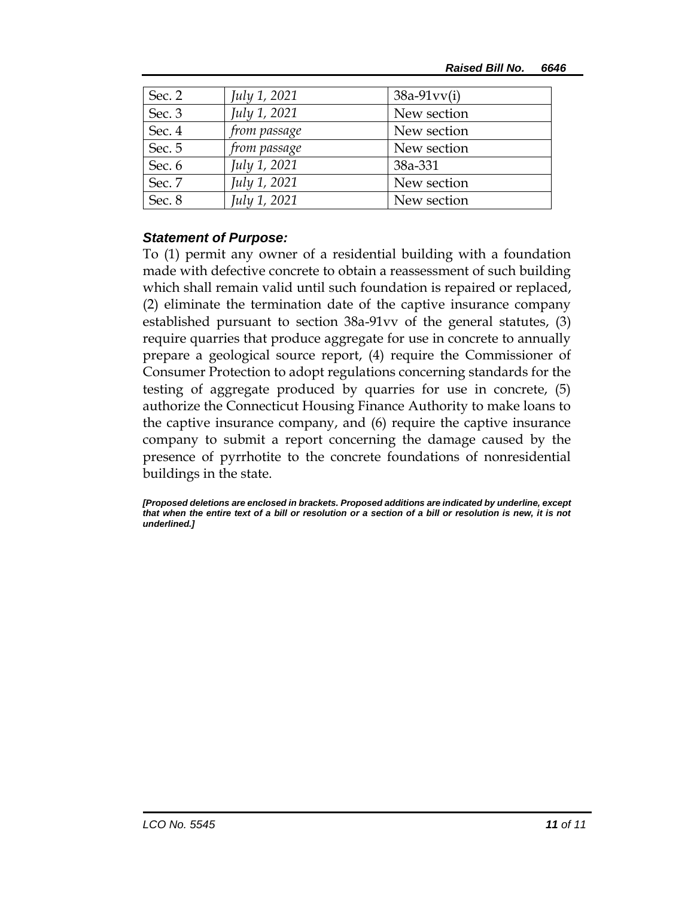| | | |
|---|---|---|
| Sec. 2 | *July 1, 2021* | 38a-91vv(i) |
| Sec. 3 | *July 1, 2021* | New section |
| Sec. 4 | *from passage* | New section |
| Sec. 5 | *from passage* | New section |
| Sec. 6 | *July 1, 2021* | 38a-331 |
| Sec. 7 | *July 1, 2021* | New section |
| Sec. 8 | *July 1, 2021* | New section |

***Statement of Purpose:***

To (1) permit any owner of a residential building with a foundation made with defective concrete to obtain a reassessment of such building which shall remain valid until such foundation is repaired or replaced, (2) eliminate the termination date of the captive insurance company established pursuant to section 38a-91vv of the general statutes, (3) require quarries that produce aggregate for use in concrete to annually prepare a geological source report, (4) require the Commissioner of Consumer Protection to adopt regulations concerning standards for the testing of aggregate produced by quarries for use in concrete, (5) authorize the Connecticut Housing Finance Authority to make loans to the captive insurance company, and (6) require the captive insurance company to submit a report concerning the damage caused by the presence of pyrrhotite to the concrete foundations of nonresidential buildings in the state.

***[Proposed deletions are enclosed in brackets. Proposed additions are indicated by underline, except that when the entire text of a bill or resolution or a section of a bill or resolution is new, it is not underlined.]***